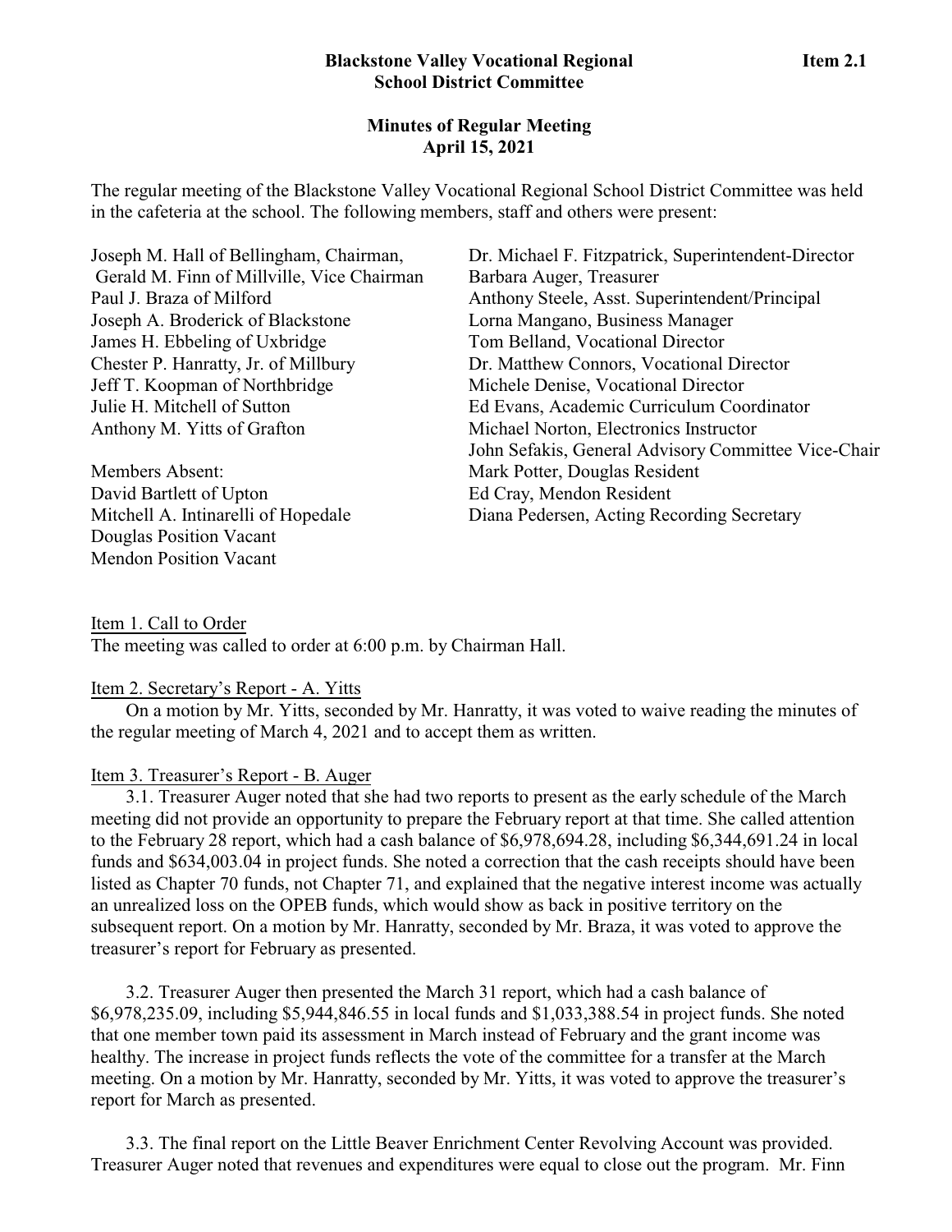**Blackstone Valley Vocational Regional School District Committee** **Item 2.1**

## Minutes of Regular Meeting
## April 15, 2021

The regular meeting of the Blackstone Valley Vocational Regional School District Committee was held in the cafeteria at the school. The following members, staff and others were present:

Joseph M. Hall of Bellingham, Chairman,
Gerald M. Finn of Millville, Vice Chairman
Paul J. Braza of Milford
Joseph A. Broderick of Blackstone
James H. Ebbeling of Uxbridge
Chester P. Hanratty, Jr. of Millbury
Jeff T. Koopman of Northbridge
Julie H. Mitchell of Sutton
Anthony M. Yitts of Grafton

Members Absent:
David Bartlett of Upton
Mitchell A. Intinarelli of Hopedale
Douglas Position Vacant
Mendon Position Vacant

Dr. Michael F. Fitzpatrick, Superintendent-Director
Barbara Auger, Treasurer
Anthony Steele, Asst. Superintendent/Principal
Lorna Mangano, Business Manager
Tom Belland, Vocational Director
Dr. Matthew Connors, Vocational Director
Michele Denise, Vocational Director
Ed Evans, Academic Curriculum Coordinator
Michael Norton, Electronics Instructor
John Sefakis, General Advisory Committee Vice-Chair
Mark Potter, Douglas Resident
Ed Cray, Mendon Resident
Diana Pedersen, Acting Recording Secretary

Item 1. Call to Order
The meeting was called to order at 6:00 p.m. by Chairman Hall.

Item 2. Secretary's Report - A. Yitts
On a motion by Mr. Yitts, seconded by Mr. Hanratty, it was voted to waive reading the minutes of the regular meeting of March 4, 2021 and to accept them as written.

Item 3. Treasurer's Report - B. Auger
3.1. Treasurer Auger noted that she had two reports to present as the early schedule of the March meeting did not provide an opportunity to prepare the February report at that time. She called attention to the February 28 report, which had a cash balance of \$6,978,694.28, including \$6,344,691.24 in local funds and \$634,003.04 in project funds. She noted a correction that the cash receipts should have been listed as Chapter 70 funds, not Chapter 71, and explained that the negative interest income was actually an unrealized loss on the OPEB funds, which would show as back in positive territory on the subsequent report. On a motion by Mr. Hanratty, seconded by Mr. Braza, it was voted to approve the treasurer's report for February as presented.

3.2. Treasurer Auger then presented the March 31 report, which had a cash balance of \$6,978,235.09, including \$5,944,846.55 in local funds and \$1,033,388.54 in project funds. She noted that one member town paid its assessment in March instead of February and the grant income was healthy. The increase in project funds reflects the vote of the committee for a transfer at the March meeting. On a motion by Mr. Hanratty, seconded by Mr. Yitts, it was voted to approve the treasurer's report for March as presented.

3.3. The final report on the Little Beaver Enrichment Center Revolving Account was provided. Treasurer Auger noted that revenues and expenditures were equal to close out the program. Mr. Finn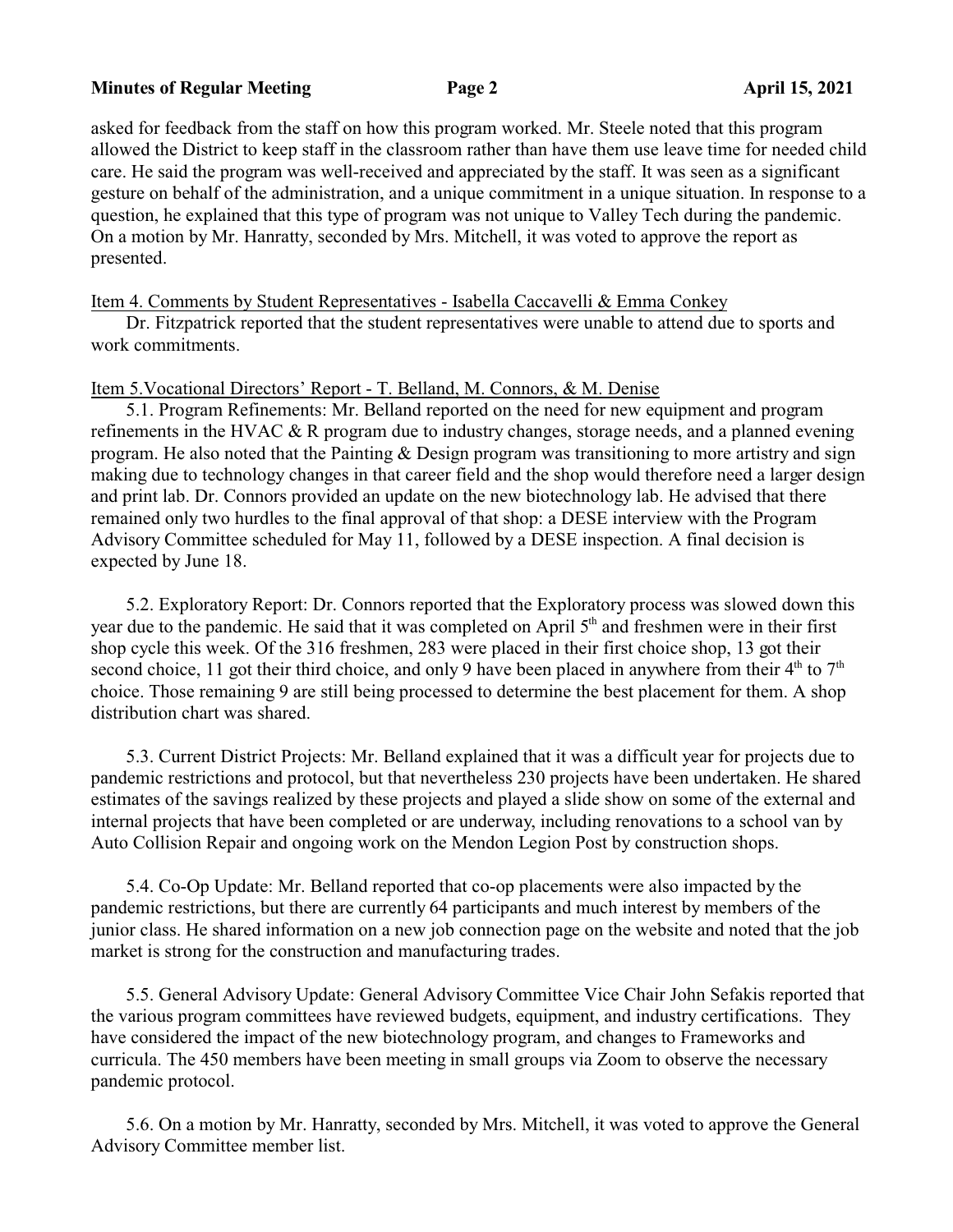asked for feedback from the staff on how this program worked. Mr. Steele noted that this program allowed the District to keep staff in the classroom rather than have them use leave time for needed child care. He said the program was well-received and appreciated by the staff. It was seen as a significant gesture on behalf of the administration, and a unique commitment in a unique situation. In response to a question, he explained that this type of program was not unique to Valley Tech during the pandemic. On a motion by Mr. Hanratty, seconded by Mrs. Mitchell, it was voted to approve the report as presented.

Item 4. Comments by Student Representatives - Isabella Caccavelli & Emma Conkey

Dr. Fitzpatrick reported that the student representatives were unable to attend due to sports and work commitments.

Item 5.Vocational Directors' Report - T. Belland, M. Connors, & M. Denise

5.1. Program Refinements: Mr. Belland reported on the need for new equipment and program refinements in the HVAC & R program due to industry changes, storage needs, and a planned evening program. He also noted that the Painting & Design program was transitioning to more artistry and sign making due to technology changes in that career field and the shop would therefore need a larger design and print lab. Dr. Connors provided an update on the new biotechnology lab. He advised that there remained only two hurdles to the final approval of that shop: a DESE interview with the Program Advisory Committee scheduled for May 11, followed by a DESE inspection. A final decision is expected by June 18.

5.2. Exploratory Report: Dr. Connors reported that the Exploratory process was slowed down this year due to the pandemic. He said that it was completed on April 5th and freshmen were in their first shop cycle this week. Of the 316 freshmen, 283 were placed in their first choice shop, 13 got their second choice, 11 got their third choice, and only 9 have been placed in anywhere from their 4th to 7th choice. Those remaining 9 are still being processed to determine the best placement for them. A shop distribution chart was shared.

5.3. Current District Projects: Mr. Belland explained that it was a difficult year for projects due to pandemic restrictions and protocol, but that nevertheless 230 projects have been undertaken. He shared estimates of the savings realized by these projects and played a slide show on some of the external and internal projects that have been completed or are underway, including renovations to a school van by Auto Collision Repair and ongoing work on the Mendon Legion Post by construction shops.

5.4. Co-Op Update: Mr. Belland reported that co-op placements were also impacted by the pandemic restrictions, but there are currently 64 participants and much interest by members of the junior class. He shared information on a new job connection page on the website and noted that the job market is strong for the construction and manufacturing trades.

5.5. General Advisory Update: General Advisory Committee Vice Chair John Sefakis reported that the various program committees have reviewed budgets, equipment, and industry certifications. They have considered the impact of the new biotechnology program, and changes to Frameworks and curricula. The 450 members have been meeting in small groups via Zoom to observe the necessary pandemic protocol.

5.6. On a motion by Mr. Hanratty, seconded by Mrs. Mitchell, it was voted to approve the General Advisory Committee member list.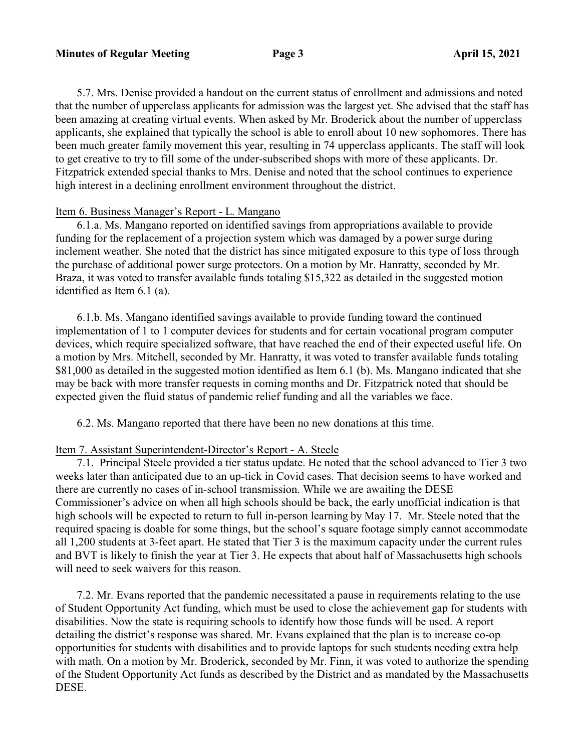5.7. Mrs. Denise provided a handout on the current status of enrollment and admissions and noted that the number of upperclass applicants for admission was the largest yet. She advised that the staff has been amazing at creating virtual events. When asked by Mr. Broderick about the number of upperclass applicants, she explained that typically the school is able to enroll about 10 new sophomores. There has been much greater family movement this year, resulting in 74 upperclass applicants. The staff will look to get creative to try to fill some of the under-subscribed shops with more of these applicants. Dr. Fitzpatrick extended special thanks to Mrs. Denise and noted that the school continues to experience high interest in a declining enrollment environment throughout the district.

Item 6. Business Manager's Report - L. Mangano

6.1.a. Ms. Mangano reported on identified savings from appropriations available to provide funding for the replacement of a projection system which was damaged by a power surge during inclement weather. She noted that the district has since mitigated exposure to this type of loss through the purchase of additional power surge protectors. On a motion by Mr. Hanratty, seconded by Mr. Braza, it was voted to transfer available funds totaling $15,322 as detailed in the suggested motion identified as Item 6.1 (a).

6.1.b. Ms. Mangano identified savings available to provide funding toward the continued implementation of 1 to 1 computer devices for students and for certain vocational program computer devices, which require specialized software, that have reached the end of their expected useful life. On a motion by Mrs. Mitchell, seconded by Mr. Hanratty, it was voted to transfer available funds totaling $81,000 as detailed in the suggested motion identified as Item 6.1 (b). Ms. Mangano indicated that she may be back with more transfer requests in coming months and Dr. Fitzpatrick noted that should be expected given the fluid status of pandemic relief funding and all the variables we face.

6.2. Ms. Mangano reported that there have been no new donations at this time.

Item 7. Assistant Superintendent-Director's Report - A. Steele

7.1. Principal Steele provided a tier status update. He noted that the school advanced to Tier 3 two weeks later than anticipated due to an up-tick in Covid cases. That decision seems to have worked and there are currently no cases of in-school transmission. While we are awaiting the DESE Commissioner's advice on when all high schools should be back, the early unofficial indication is that high schools will be expected to return to full in-person learning by May 17. Mr. Steele noted that the required spacing is doable for some things, but the school's square footage simply cannot accommodate all 1,200 students at 3-feet apart. He stated that Tier 3 is the maximum capacity under the current rules and BVT is likely to finish the year at Tier 3. He expects that about half of Massachusetts high schools will need to seek waivers for this reason.

7.2. Mr. Evans reported that the pandemic necessitated a pause in requirements relating to the use of Student Opportunity Act funding, which must be used to close the achievement gap for students with disabilities. Now the state is requiring schools to identify how those funds will be used. A report detailing the district's response was shared. Mr. Evans explained that the plan is to increase co-op opportunities for students with disabilities and to provide laptops for such students needing extra help with math. On a motion by Mr. Broderick, seconded by Mr. Finn, it was voted to authorize the spending of the Student Opportunity Act funds as described by the District and as mandated by the Massachusetts DESE.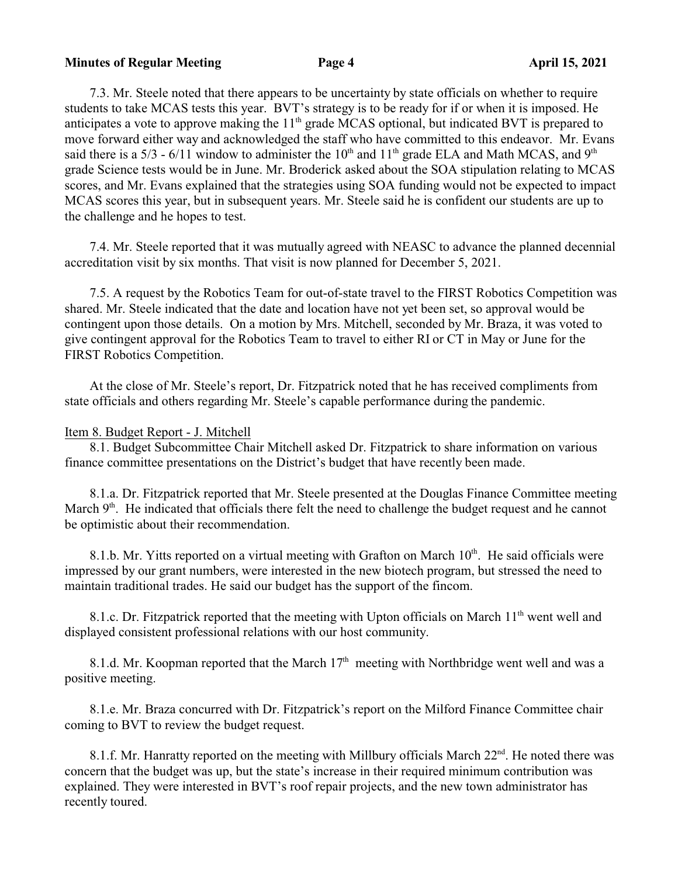7.3. Mr. Steele noted that there appears to be uncertainty by state officials on whether to require students to take MCAS tests this year. BVT's strategy is to be ready for if or when it is imposed. He anticipates a vote to approve making the 11th grade MCAS optional, but indicated BVT is prepared to move forward either way and acknowledged the staff who have committed to this endeavor. Mr. Evans said there is a 5/3 - 6/11 window to administer the 10th and 11th grade ELA and Math MCAS, and 9th grade Science tests would be in June. Mr. Broderick asked about the SOA stipulation relating to MCAS scores, and Mr. Evans explained that the strategies using SOA funding would not be expected to impact MCAS scores this year, but in subsequent years. Mr. Steele said he is confident our students are up to the challenge and he hopes to test.

7.4. Mr. Steele reported that it was mutually agreed with NEASC to advance the planned decennial accreditation visit by six months. That visit is now planned for December 5, 2021.

7.5. A request by the Robotics Team for out-of-state travel to the FIRST Robotics Competition was shared. Mr. Steele indicated that the date and location have not yet been set, so approval would be contingent upon those details. On a motion by Mrs. Mitchell, seconded by Mr. Braza, it was voted to give contingent approval for the Robotics Team to travel to either RI or CT in May or June for the FIRST Robotics Competition.

At the close of Mr. Steele's report, Dr. Fitzpatrick noted that he has received compliments from state officials and others regarding Mr. Steele's capable performance during the pandemic.

<u>Item 8. Budget Report - J. Mitchell</u>

8.1. Budget Subcommittee Chair Mitchell asked Dr. Fitzpatrick to share information on various finance committee presentations on the District's budget that have recently been made.

8.1.a. Dr. Fitzpatrick reported that Mr. Steele presented at the Douglas Finance Committee meeting March 9th. He indicated that officials there felt the need to challenge the budget request and he cannot be optimistic about their recommendation.

8.1.b. Mr. Yitts reported on a virtual meeting with Grafton on March 10th. He said officials were impressed by our grant numbers, were interested in the new biotech program, but stressed the need to maintain traditional trades. He said our budget has the support of the fincom.

8.1.c. Dr. Fitzpatrick reported that the meeting with Upton officials on March 11th went well and displayed consistent professional relations with our host community.

8.1.d. Mr. Koopman reported that the March 17th meeting with Northbridge went well and was a positive meeting.

8.1.e. Mr. Braza concurred with Dr. Fitzpatrick's report on the Milford Finance Committee chair coming to BVT to review the budget request.

8.1.f. Mr. Hanratty reported on the meeting with Millbury officials March 22nd. He noted there was concern that the budget was up, but the state's increase in their required minimum contribution was explained. They were interested in BVT's roof repair projects, and the new town administrator has recently toured.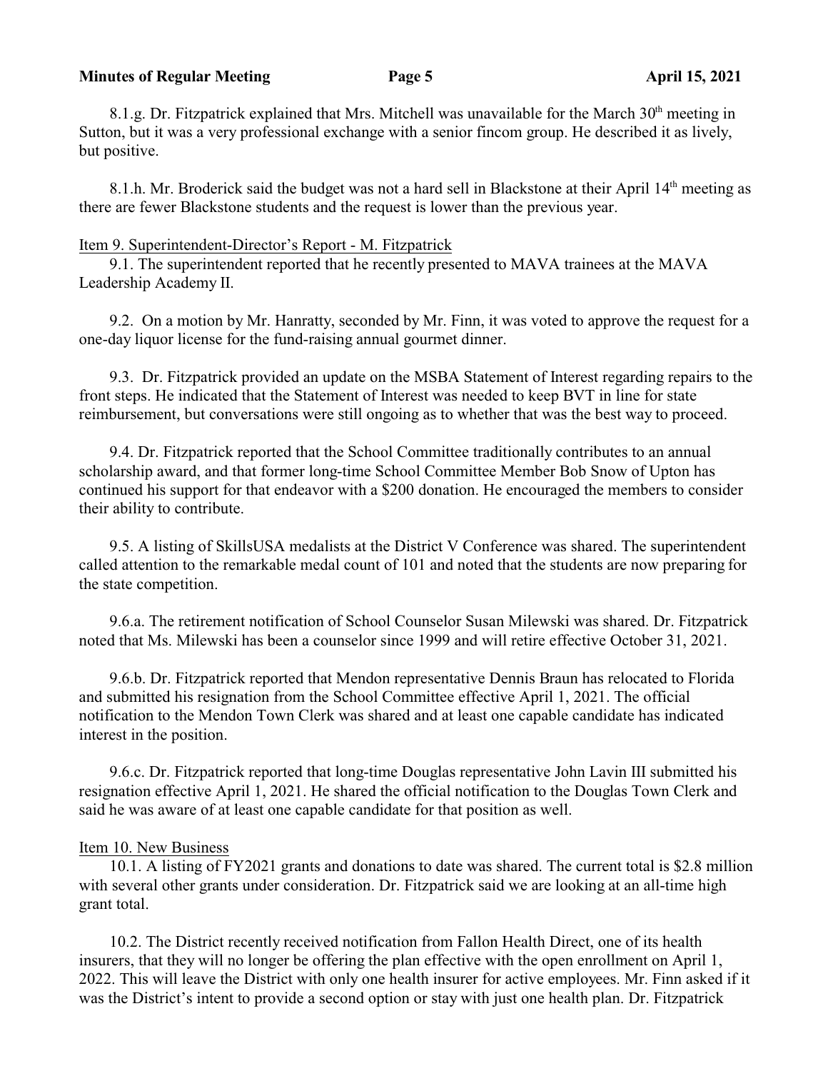8.1.g. Dr. Fitzpatrick explained that Mrs. Mitchell was unavailable for the March 30th meeting in Sutton, but it was a very professional exchange with a senior fincom group. He described it as lively, but positive.

8.1.h. Mr. Broderick said the budget was not a hard sell in Blackstone at their April 14th meeting as there are fewer Blackstone students and the request is lower than the previous year.

Item 9. Superintendent-Director's Report - M. Fitzpatrick

9.1. The superintendent reported that he recently presented to MAVA trainees at the MAVA Leadership Academy II.

9.2. On a motion by Mr. Hanratty, seconded by Mr. Finn, it was voted to approve the request for a one-day liquor license for the fund-raising annual gourmet dinner.

9.3. Dr. Fitzpatrick provided an update on the MSBA Statement of Interest regarding repairs to the front steps. He indicated that the Statement of Interest was needed to keep BVT in line for state reimbursement, but conversations were still ongoing as to whether that was the best way to proceed.

9.4. Dr. Fitzpatrick reported that the School Committee traditionally contributes to an annual scholarship award, and that former long-time School Committee Member Bob Snow of Upton has continued his support for that endeavor with a $200 donation. He encouraged the members to consider their ability to contribute.

9.5. A listing of SkillsUSA medalists at the District V Conference was shared. The superintendent called attention to the remarkable medal count of 101 and noted that the students are now preparing for the state competition.

9.6.a. The retirement notification of School Counselor Susan Milewski was shared. Dr. Fitzpatrick noted that Ms. Milewski has been a counselor since 1999 and will retire effective October 31, 2021.

9.6.b. Dr. Fitzpatrick reported that Mendon representative Dennis Braun has relocated to Florida and submitted his resignation from the School Committee effective April 1, 2021. The official notification to the Mendon Town Clerk was shared and at least one capable candidate has indicated interest in the position.

9.6.c. Dr. Fitzpatrick reported that long-time Douglas representative John Lavin III submitted his resignation effective April 1, 2021. He shared the official notification to the Douglas Town Clerk and said he was aware of at least one capable candidate for that position as well.

Item 10. New Business

10.1. A listing of FY2021 grants and donations to date was shared. The current total is $2.8 million with several other grants under consideration. Dr. Fitzpatrick said we are looking at an all-time high grant total.

10.2. The District recently received notification from Fallon Health Direct, one of its health insurers, that they will no longer be offering the plan effective with the open enrollment on April 1, 2022. This will leave the District with only one health insurer for active employees. Mr. Finn asked if it was the District's intent to provide a second option or stay with just one health plan. Dr. Fitzpatrick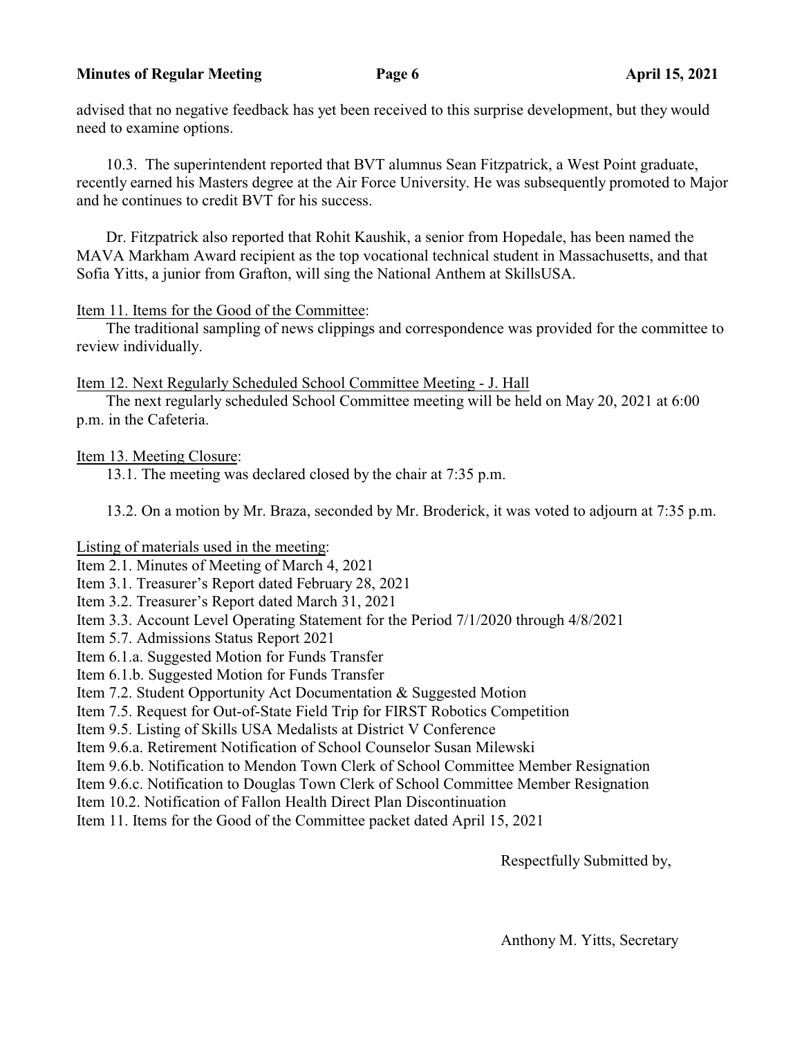advised that no negative feedback has yet been received to this surprise development, but they would need to examine options.

10.3. The superintendent reported that BVT alumnus Sean Fitzpatrick, a West Point graduate, recently earned his Masters degree at the Air Force University. He was subsequently promoted to Major and he continues to credit BVT for his success.

Dr. Fitzpatrick also reported that Rohit Kaushik, a senior from Hopedale, has been named the MAVA Markham Award recipient as the top vocational technical student in Massachusetts, and that Sofia Yitts, a junior from Grafton, will sing the National Anthem at SkillsUSA.

<u>Item 11. Items for the Good of the Committee</u>:

The traditional sampling of news clippings and correspondence was provided for the committee to review individually.

<u>Item 12. Next Regularly Scheduled School Committee Meeting - J. Hall</u>

The next regularly scheduled School Committee meeting will be held on May 20, 2021 at 6:00 p.m. in the Cafeteria.

<u>Item 13. Meeting Closure</u>:

13.1. The meeting was declared closed by the chair at 7:35 p.m.

13.2. On a motion by Mr. Braza, seconded by Mr. Broderick, it was voted to adjourn at 7:35 p.m.

<u>Listing of materials used in the meeting</u>:

Item 2.1. Minutes of Meeting of March 4, 2021
Item 3.1. Treasurer's Report dated February 28, 2021
Item 3.2. Treasurer's Report dated March 31, 2021
Item 3.3. Account Level Operating Statement for the Period 7/1/2020 through 4/8/2021
Item 5.7. Admissions Status Report 2021
Item 6.1.a. Suggested Motion for Funds Transfer
Item 6.1.b. Suggested Motion for Funds Transfer
Item 7.2. Student Opportunity Act Documentation & Suggested Motion
Item 7.5. Request for Out-of-State Field Trip for FIRST Robotics Competition
Item 9.5. Listing of Skills USA Medalists at District V Conference
Item 9.6.a. Retirement Notification of School Counselor Susan Milewski
Item 9.6.b. Notification to Mendon Town Clerk of School Committee Member Resignation
Item 9.6.c. Notification to Douglas Town Clerk of School Committee Member Resignation
Item 10.2. Notification of Fallon Health Direct Plan Discontinuation
Item 11. Items for the Good of the Committee packet dated April 15, 2021

Respectfully Submitted by,

Anthony M. Yitts, Secretary